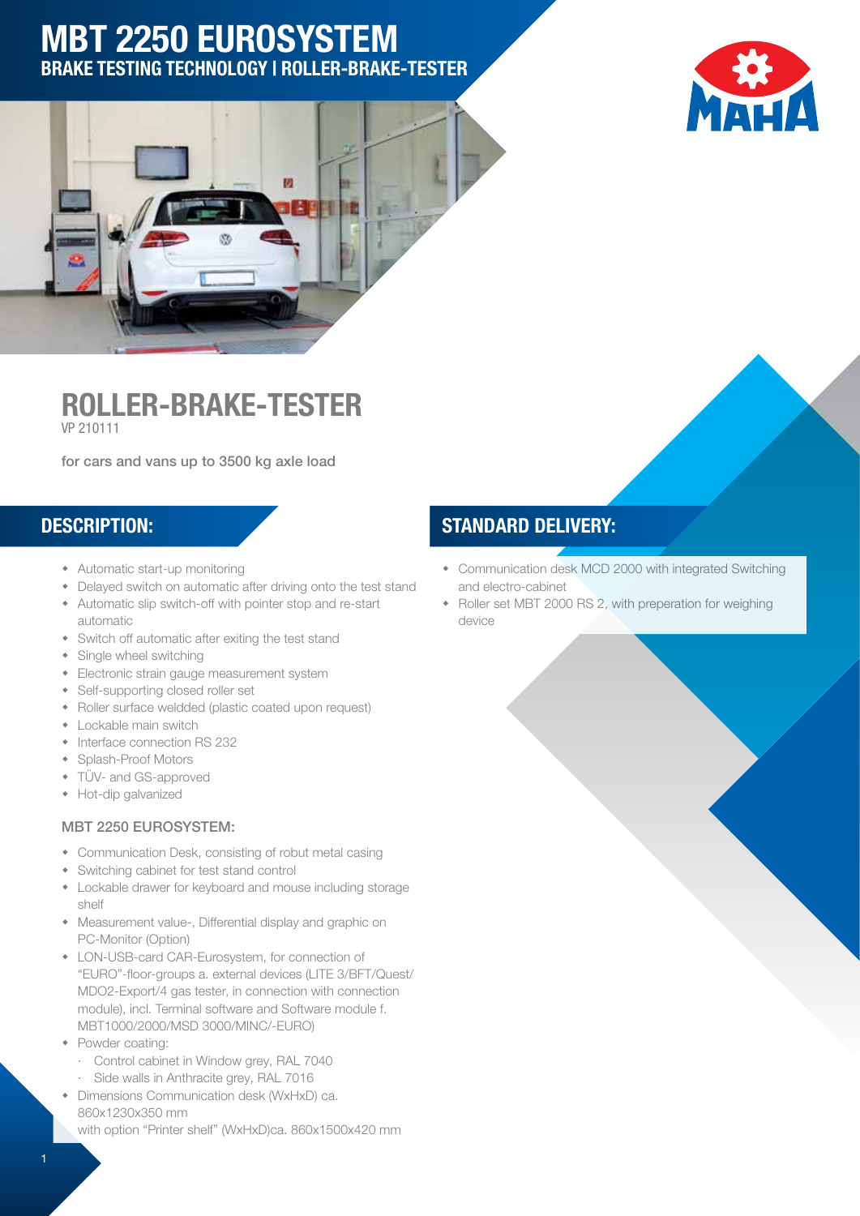# MBT 2250 EUROSYSTEM

**BRAKE TESTING TECHNOLOGY I ROLLER-BRAKE-TESTER**

## ROLLER-BRAKE-TESTER

VP 210111

**for cars and vans up to 3500 kg axle load**

## DESCRIPTION:

- Automatic start-up monitoring
- Delayed switch on automatic after driving onto the test stand
- Automatic slip switch-off with pointer stop and re-start automatic
- Switch off automatic after exiting the test stand
- Single wheel switching
- Electronic strain gauge measurement system
- Self-supporting closed roller set
- Roller surface weldded (plastic coated upon request)
- Lockable main switch
- Interface connection RS 232
- Splash-Proof Motors
- TÜV- and GS-approved
- Hot-dip galvanized

### MBT 2250 EUROSYSTEM:

- Communication Desk, consisting of robust metal casing
- Switching cabinet for test stand control
- Lockable drawer for keyboard and mouse including storage shelf
- Measurement value-, Differential display and graphic on PC-Monitor (Option)
- LON-USB-card CAR-Eurosystem, for connection of "EURO"-floor-groups a. external devices (LITE 3/BFT/Quest/ MDO2-Export/4 gas tester, in connection with connection module), incl. Terminal software and Software module f. MBT1000/2000/MSD 3000/MINC/-EURO)
- Powder coating:
  - Control cabinet in Window grey, RAL 7040
  - Side walls in Anthracite grey, RAL 7016
- Dimensions Communication desk (WxHxD) ca. 860x1230x350 mm
  with option "Printer shelf" (WxHxD)ca. 860x1500x420 mm

## STANDARD DELIVERY:

- Communication desk MCD 2000 with integrated Switching and electro-cabinet
- Roller set MBT 2000 RS 2, with preperation for weighing device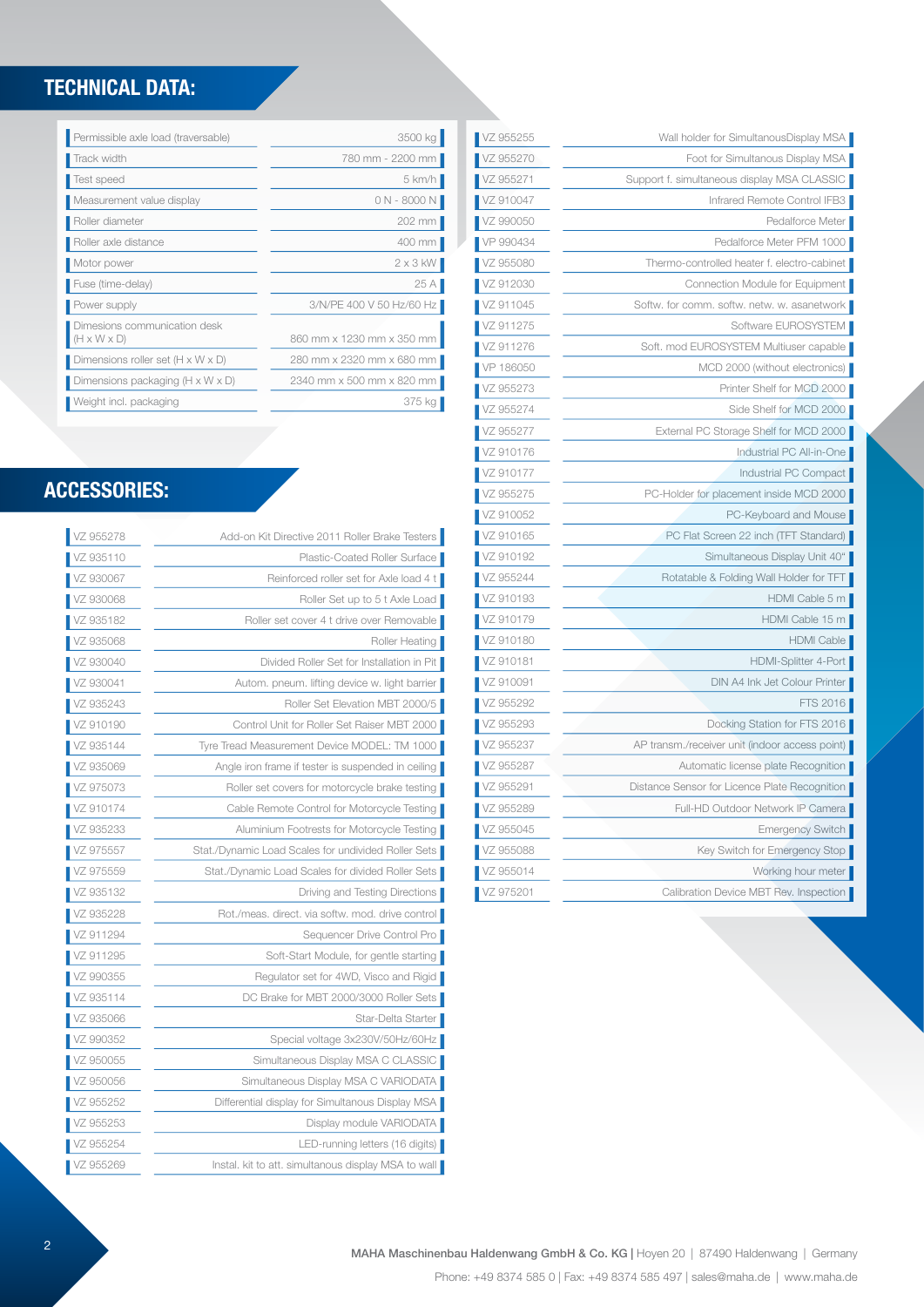## TECHNICAL DATA:

| | |
|---|---|
| Permissible axle load (traversable) | 3500 kg |
| Track width | 780 mm - 2200 mm |
| Test speed | 5 km/h |
| Measurement value display | 0 N - 8000 N |
| Roller diameter | 202 mm |
| Roller axle distance | 400 mm |
| Motor power | 2 x 3 kW |
| Fuse (time-delay) | 25 A |
| Power supply | 3/N/PE 400 V 50 Hz/60 Hz |
| Dimesions communication desk (H x W x D) | 860 mm x 1230 mm x 350 mm |
| Dimensions roller set (H x W x D) | 280 mm x 2320 mm x 680 mm |
| Dimensions packaging (H x W x D) | 2340 mm x 500 mm x 820 mm |
| Weight incl. packaging | 375 kg |

## ACCESSORIES:

| | |
|---|---|
| VZ 955278 | Add-on Kit Directive 2011 Roller Brake Testers |
| VZ 935110 | Plastic-Coated Roller Surface |
| VZ 930067 | Reinforced roller set for Axle load 4 t |
| VZ 930068 | Roller Set up to 5 t Axle Load |
| VZ 935182 | Roller set cover 4 t drive over Removable |
| VZ 935068 | Roller Heating |
| VZ 930040 | Divided Roller Set for Installation in Pit |
| VZ 930041 | Autom. pneum. lifting device w. light barrier |
| VZ 935243 | Roller Set Elevation MBT 2000/5 |
| VZ 910190 | Control Unit for Roller Set Raiser MBT 2000 |
| VZ 935144 | Tyre Tread Measurement Device MODEL: TM 1000 |
| VZ 935069 | Angle iron frame if tester is suspended in ceiling |
| VZ 975073 | Roller set covers for motorcycle brake testing |
| VZ 910174 | Cable Remote Control for Motorcycle Testing |
| VZ 935233 | Aluminium Footrests for Motorcycle Testing |
| VZ 975557 | Stat./Dynamic Load Scales for undivided Roller Sets |
| VZ 975559 | Stat./Dynamic Load Scales for divided Roller Sets |
| VZ 935132 | Driving and Testing Directions |
| VZ 935228 | Rot./meas. direct. via softw. mod. drive control |
| VZ 911294 | Sequencer Drive Control Pro |
| VZ 911295 | Soft-Start Module, for gentle starting |
| VZ 990355 | Regulator set for 4WD, Visco and Rigid |
| VZ 935114 | DC Brake for MBT 2000/3000 Roller Sets |
| VZ 935066 | Star-Delta Starter |
| VZ 990352 | Special voltage 3x230V/50Hz/60Hz |
| VZ 950055 | Simultaneous Display MSA C CLASSIC |
| VZ 950056 | Simultaneous Display MSA C VARIODATA |
| VZ 955252 | Differential display for Simultanous Display MSA |
| VZ 955253 | Display module VARIODATA |
| VZ 955254 | LED-running letters (16 digits) |
| VZ 955269 | Instal. kit to att. simultanous display MSA to wall |
| VZ 955255 | Wall holder for SimultanousDisplay MSA |
| VZ 955270 | Foot for Simultanous Display MSA |
| VZ 955271 | Support f. simultaneous display MSA CLASSIC |
| VZ 910047 | Infrared Remote Control IFB3 |
| VZ 990050 | Pedalforce Meter |
| VP 990434 | Pedalforce Meter PFM 1000 |
| VZ 955080 | Thermo-controlled heater f. electro-cabinet |
| VZ 912030 | Connection Module for Equipment |
| VZ 911045 | Softw. for comm. softw. netw. w. asanetwork |
| VZ 911275 | Software EUROSYSTEM |
| VZ 911276 | Soft. mod EUROSYSTEM Multiuser capable |
| VP 186050 | MCD 2000 (without electronics) |
| VZ 955273 | Printer Shelf for MCD 2000 |
| VZ 955274 | Side Shelf for MCD 2000 |
| VZ 955277 | External PC Storage Shelf for MCD 2000 |
| VZ 910176 | Industrial PC All-in-One |
| VZ 910177 | Industrial PC Compact |
| VZ 955275 | PC-Holder for placement inside MCD 2000 |
| VZ 910052 | PC-Keyboard and Mouse |
| VZ 910165 | PC Flat Screen 22 inch (TFT Standard) |
| VZ 910192 | Simultaneous Display Unit 40" |
| VZ 955244 | Rotatable & Folding Wall Holder for TFT |
| VZ 910193 | HDMI Cable 5 m |
| VZ 910179 | HDMI Cable 15 m |
| VZ 910180 | HDMI Cable |
| VZ 910181 | HDMI-Splitter 4-Port |
| VZ 910091 | DIN A4 Ink Jet Colour Printer |
| VZ 955292 | FTS 2016 |
| VZ 955293 | Docking Station for FTS 2016 |
| VZ 955237 | AP transm./receiver unit (indoor access point) |
| VZ 955287 | Automatic license plate Recognition |
| VZ 955291 | Distance Sensor for Licence Plate Recognition |
| VZ 955289 | Full-HD Outdoor Network IP Camera |
| VZ 955045 | Emergency Switch |
| VZ 955088 | Key Switch for Emergency Stop |
| VZ 955014 | Working hour meter |
| VZ 975201 | Calibration Device MBT Rev. Inspection |

**MAHA Maschinenbau Haldenwang GmbH & Co. KG** | Hoyen 20 | 87490 Haldenwang | Germany
Phone: +49 8374 585 0 | Fax: +49 8374 585 497 | sales@maha.de | www.maha.de